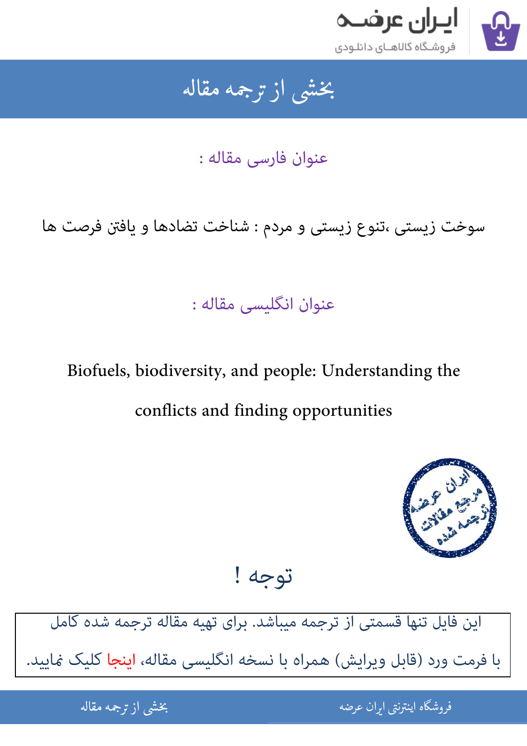# بخشی از ترجمه مقاله

عنوان فارسی مقاله :

سوخت زیستی ،تنوع زیستی و مردم : شناخت تضادها و یافتن فرصت ها

عنوان انگلیسی مقاله :

Biofuels, biodiversity, and people: Understanding the conflicts and finding opportunities

توجه !

این فایل تنها قسمتی از ترجمه میباشد. برای تهیه مقاله ترجمه شده کامل با فرمت ورد (قابل ویرایش) همراه با نسخه انگلیسی مقاله، اینجا کلیک نمایید.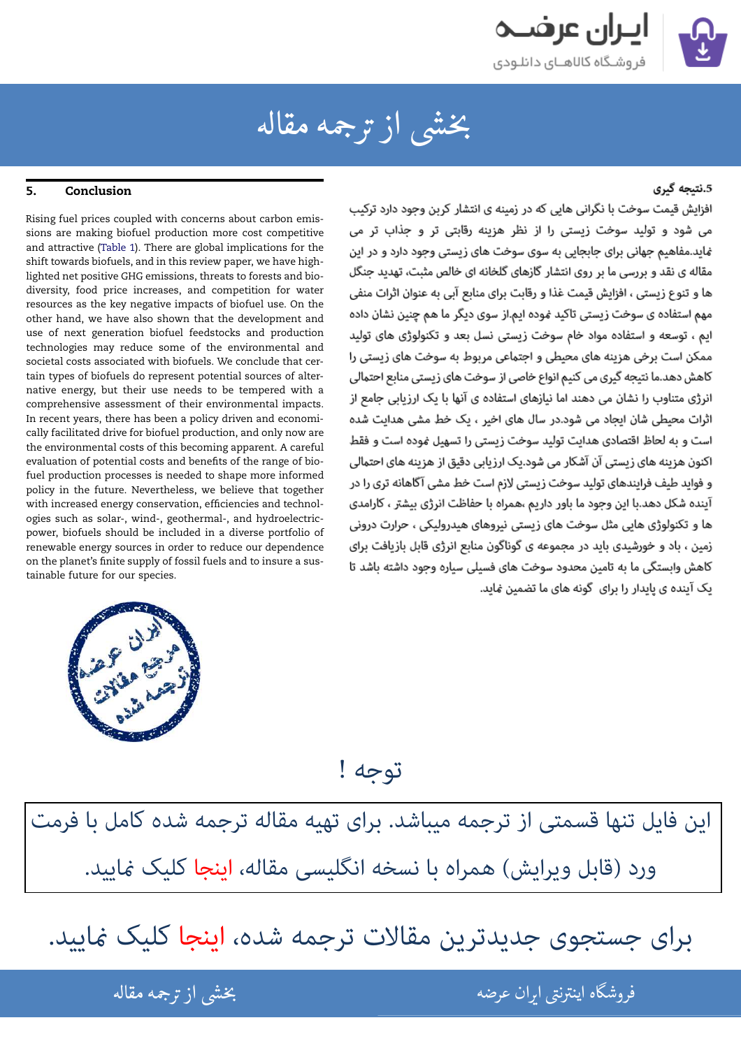# بخشی از ترجمه مقاله

## 5. Conclusion

Rising fuel prices coupled with concerns about carbon emissions are making biofuel production more cost competitive and attractive (Table 1). There are global implications for the shift towards biofuels, and in this review paper, we have highlighted net positive GHG emissions, threats to forests and biodiversity, food price increases, and competition for water resources as the key negative impacts of biofuel use. On the other hand, we have also shown that the development and use of next generation biofuel feedstocks and production technologies may reduce some of the environmental and societal costs associated with biofuels. We conclude that certain types of biofuels do represent potential sources of alternative energy, but their use needs to be tempered with a comprehensive assessment of their environmental impacts. In recent years, there has been a policy driven and economically facilitated drive for biofuel production, and only now are the environmental costs of this becoming apparent. A careful evaluation of potential costs and benefits of the range of biofuel production processes is needed to shape more informed policy in the future. Nevertheless, we believe that together with increased energy conservation, efficiencies and technologies such as solar-, wind-, geothermal-, and hydroelectric-power, biofuels should be included in a diverse portfolio of renewable energy sources in order to reduce our dependence on the planet's finite supply of fossil fuels and to insure a sustainable future for our species.

## 5.نتیجه گیری

افزایش قیمت سوخت با نگرانی هایی که در زمینه ی انتشار کربن وجود دارد ترکیب می شود و تولید سوخت زیستی را از نظر هزینه رقابتی تر و جذاب تر می نماید.مفاهیم جهانی برای جابجایی به سوی سوخت های زیستی وجود دارد و در این مقاله ی نقد و بررسی ما بر روی انتشار گازهای گلخانه ای خالص مثبت، تهدید جنگل ها و تنوع زیستی ، افزایش قیمت غذا و رقابت برای منابع آبی به عنوان اثرات منفی مهم استفاده ی سوخت زیستی تاکید نموده ایم.از سوی دیگر ما هم چنین نشان داده ایم ، توسعه و استفاده مواد خام سوخت زیستی نسل بعد و تکنولوژی های تولید ممکن است برخی هزینه های محیطی و اجتماعی مربوط به سوخت های زیستی را کاهش دهد.ما نتیجه گیری می کنیم انواع خاصی از سوخت های زیستی منابع احتمالی انرژی متفاوت را نشان می دهند اما نیازهای استفاده ی آنها با یک ارزیابی جامع از اثرات محیطی شان ایجاد می شود.در سال های اخیر ، یک خط مشی هدایت شده است و به لحاظ اقتصادی هدایت تولید سوخت زیستی را تسهیل نموده است و فقط اکنون هزینه های زیستی آن آشکار می شود.یک ارزیابی دقیق از هزینه های احتمالی و فواید طیف فرایندهای تولید سوخت زیستی لازم است خط مشی آگاهانه تری را در آینده شکل دهد.با این وجود ما باور داریم ،همراه با حفاظت انرژی بیشتر ، کارامدی ها و تکنولوژی هایی مثل سوخت های زیستی نیروهای هیدرولیکی ، حرارت درونی زمین ، باد و خورشیدی باید در مجموعه ی گوناگون منابع انرژی قابل بازیافت برای کاهش وابستگی ما به تامین محدود سوخت های فسیلی سیاره وجود داشته باشد تا یک آینده ی پایدار را برای گونه های ما تضمین نماید.

توجه !

این فایل تنها قسمتی از ترجمه میباشد. برای تهیه مقاله ترجمه شده کامل با فرمت ورد (قابل ویرایش) همراه با نسخه انگلیسی مقاله، اینجا کلیک نمایید.

برای جستجوی جدیدترین مقالات ترجمه شده، اینجا کلیک نمایید.